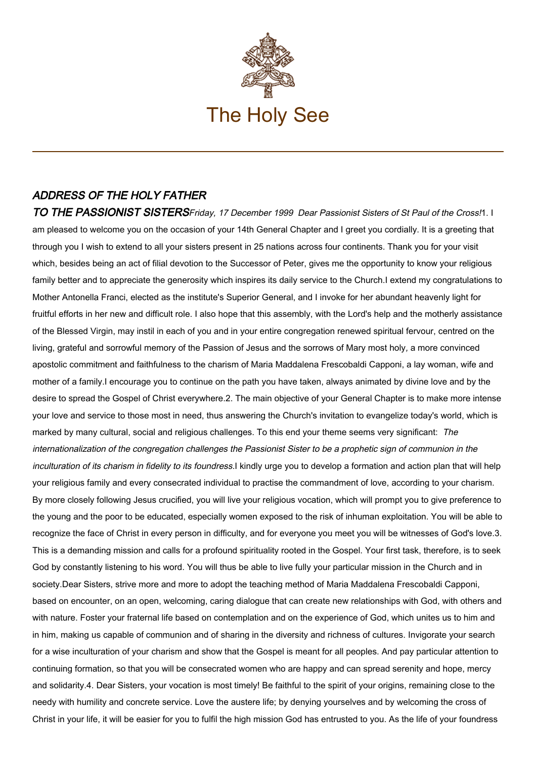# The Holy See

## *ADDRESS OF THE HOLY FATHER TO THE PASSIONIST SISTERS*

*Friday, 17 December 1999*

*Dear Passionist Sisters of St Paul of the Cross!*

1. I am pleased to welcome you on the occasion of your 14th General Chapter and I greet you cordially. It is a greeting that through you I wish to extend to all your sisters present in 25 nations across four continents. Thank you for your visit which, besides being an act of filial devotion to the Successor of Peter, gives me the opportunity to know your religious family better and to appreciate the generosity which inspires its daily service to the Church.

I extend my congratulations to Mother Antonella Franci, elected as the institute's Superior General, and I invoke for her abundant heavenly light for fruitful efforts in her new and difficult role. I also hope that this assembly, with the Lord's help and the motherly assistance of the Blessed Virgin, may instil in each of you and in your entire congregation renewed spiritual fervour, centred on the living, grateful and sorrowful memory of the Passion of Jesus and the sorrows of Mary most holy*,* a more convinced apostolic commitment and faithfulness to the charism of Maria Maddalena Frescobaldi Capponi, a lay woman, wife and mother of a family.

I encourage you to continue on the path you have taken, always animated by divine love and by the desire to spread the Gospel of Christ everywhere.

2. The main objective of your General Chapter is to make more intense your love and service to those most in need, thus answering the Church's invitation to evangelize today's world, which is marked by many cultural, social and religious challenges. To this end your theme seems very significant: *The internationalization of the congregation challenges the Passionist Sister to be a prophetic sign of communion in the inculturation of its charism in fidelity to its foundress.*

I kindly urge you to develop a formation and action plan that will help your religious family and every consecrated individual to practise the commandment of love, according to your charism. By more closely following Jesus crucified, you will live your religious vocation, which will prompt you to give preference to the young and the poor to be educated, especially women exposed to the risk of inhuman exploitation. You will be able to recognize the face of Christ in every person in difficulty, and for everyone you meet you will be witnesses of God's love.

3. This is a demanding mission and calls for a profound spirituality rooted in the Gospel. Your first task, therefore, is to seek God by constantly listening to his word. You will thus be able to live fully your particular mission in the Church and in society.

Dear Sisters, strive more and more to adopt the teaching method of Maria Maddalena Frescobaldi Capponi, based on encounter, on an open, welcoming, caring dialogue that can create new relationships with God, with others and with nature. Foster your fraternal life based on contemplation and on the experience of God, which unites us to him and in him, making us capable of communion and of sharing in the diversity and richness of cultures. Invigorate your search for a wise inculturation of your charism and show that the Gospel is meant for all peoples. And pay particular attention to continuing formation, so that you will be consecrated women who are happy and can spread serenity and hope, mercy and solidarity.

4. Dear Sisters, your vocation is most timely! Be faithful to the spirit of your origins, remaining close to the needy with humility and concrete service. Love the austere life; by denying yourselves and by welcoming the cross of Christ in your life, it will be easier for you to fulfil the high mission God has entrusted to you. As the life of your foundress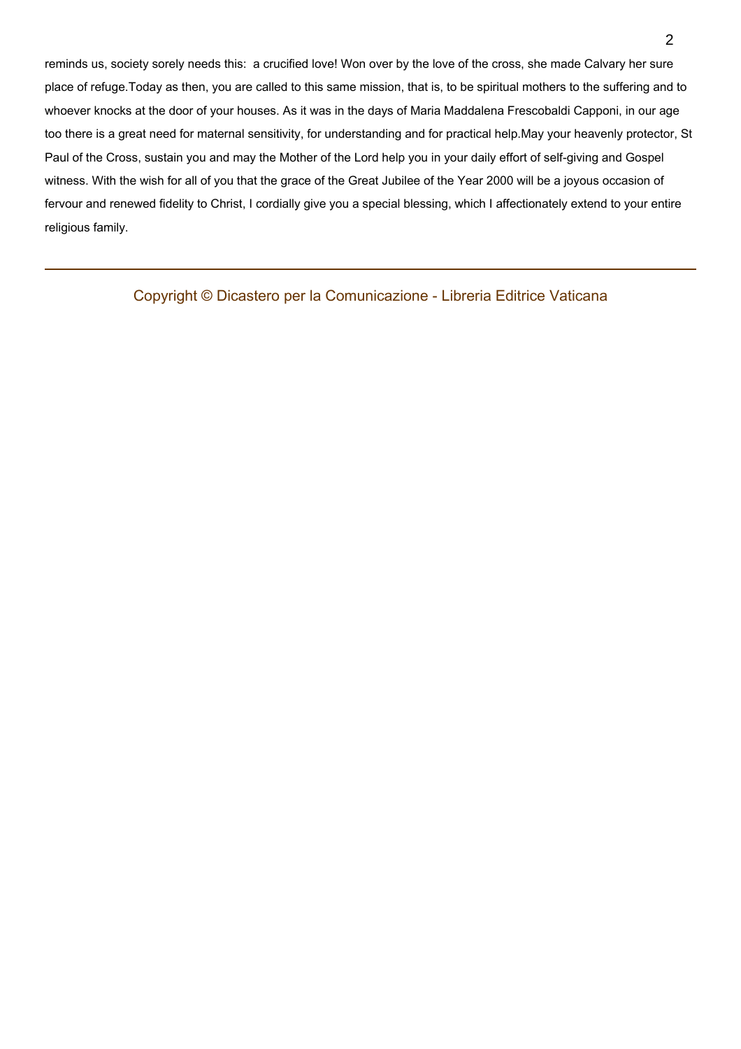reminds us, society sorely needs this: a crucified love! Won over by the love of the cross, she made Calvary her sure place of refuge.Today as then, you are called to this same mission, that is, to be spiritual mothers to the suffering and to whoever knocks at the door of your houses. As it was in the days of Maria Maddalena Frescobaldi Capponi, in our age too there is a great need for maternal sensitivity, for understanding and for practical help.May your heavenly protector, St Paul of the Cross, sustain you and may the Mother of the Lord help you in your daily effort of self-giving and Gospel witness. With the wish for all of you that the grace of the Great Jubilee of the Year 2000 will be a joyous occasion of fervour and renewed fidelity to Christ, I cordially give you a special blessing, which I affectionately extend to your entire religious family.

---

Copyright © Dicastero per la Comunicazione - Libreria Editrice Vaticana